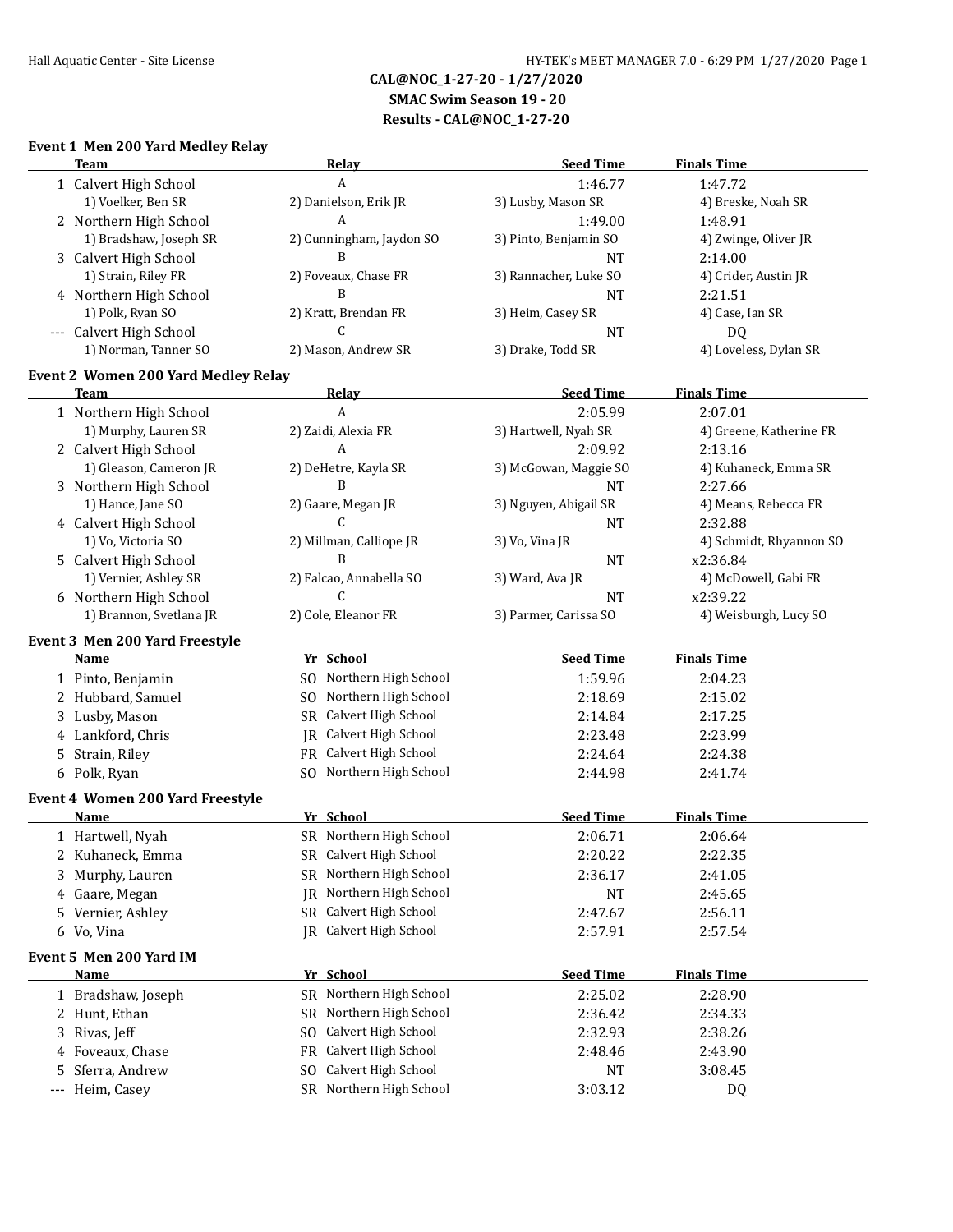**CAL@NOC_1-27-20 - 1/27/2020**

**SMAC Swim Season 19 - 20**

**Results - CAL@NOC_1-27-20**

### Event 1 Men 200 Yard Medley Relay

| | Team | Relay | Seed Time | Finals Time |
|---|---|---|---|---|
| 1 | Calvert High School | A | 1:46.77 | 1:47.72 |
| | 1) Voelker, Ben SR | 2) Danielson, Erik JR | 3) Lusby, Mason SR | 4) Breske, Noah SR |
| 2 | Northern High School | A | 1:49.00 | 1:48.91 |
| | 1) Bradshaw, Joseph SR | 2) Cunningham, Jaydon SO | 3) Pinto, Benjamin SO | 4) Zwinge, Oliver JR |
| 3 | Calvert High School | B | NT | 2:14.00 |
| | 1) Strain, Riley FR | 2) Foveaux, Chase FR | 3) Rannacher, Luke SO | 4) Crider, Austin JR |
| 4 | Northern High School | B | NT | 2:21.51 |
| | 1) Polk, Ryan SO | 2) Kratt, Brendan FR | 3) Heim, Casey SR | 4) Case, Ian SR |
| --- | Calvert High School | C | NT | DQ |
| | 1) Norman, Tanner SO | 2) Mason, Andrew SR | 3) Drake, Todd SR | 4) Loveless, Dylan SR |

### Event 2 Women 200 Yard Medley Relay

| | Team | Relay | Seed Time | Finals Time |
|---|---|---|---|---|
| 1 | Northern High School | A | 2:05.99 | 2:07.01 |
| | 1) Murphy, Lauren SR | 2) Zaidi, Alexia FR | 3) Hartwell, Nyah SR | 4) Greene, Katherine FR |
| 2 | Calvert High School | A | 2:09.92 | 2:13.16 |
| | 1) Gleason, Cameron JR | 2) DeHetre, Kayla SR | 3) McGowan, Maggie SO | 4) Kuhaneck, Emma SR |
| 3 | Northern High School | B | NT | 2:27.66 |
| | 1) Hance, Jane SO | 2) Gaare, Megan JR | 3) Nguyen, Abigail SR | 4) Means, Rebecca FR |
| 4 | Calvert High School | C | NT | 2:32.88 |
| | 1) Vo, Victoria SO | 2) Millman, Calliope JR | 3) Vo, Vina JR | 4) Schmidt, Rhyannon SO |
| 5 | Calvert High School | B | NT | x2:36.84 |
| | 1) Vernier, Ashley SR | 2) Falcao, Annabella SO | 3) Ward, Ava JR | 4) McDowell, Gabi FR |
| 6 | Northern High School | C | NT | x2:39.22 |
| | 1) Brannon, Svetlana JR | 2) Cole, Eleanor FR | 3) Parmer, Carissa SO | 4) Weisburgh, Lucy SO |

### Event 3 Men 200 Yard Freestyle

| | Name | Yr | School | Seed Time | Finals Time |
|---|---|---|---|---|---|
| 1 | Pinto, Benjamin | SO | Northern High School | 1:59.96 | 2:04.23 |
| 2 | Hubbard, Samuel | SO | Northern High School | 2:18.69 | 2:15.02 |
| 3 | Lusby, Mason | SR | Calvert High School | 2:14.84 | 2:17.25 |
| 4 | Lankford, Chris | JR | Calvert High School | 2:23.48 | 2:23.99 |
| 5 | Strain, Riley | FR | Calvert High School | 2:24.64 | 2:24.38 |
| 6 | Polk, Ryan | SO | Northern High School | 2:44.98 | 2:41.74 |

### Event 4 Women 200 Yard Freestyle

| | Name | Yr | School | Seed Time | Finals Time |
|---|---|---|---|---|---|
| 1 | Hartwell, Nyah | SR | Northern High School | 2:06.71 | 2:06.64 |
| 2 | Kuhaneck, Emma | SR | Calvert High School | 2:20.22 | 2:22.35 |
| 3 | Murphy, Lauren | SR | Northern High School | 2:36.17 | 2:41.05 |
| 4 | Gaare, Megan | JR | Northern High School | NT | 2:45.65 |
| 5 | Vernier, Ashley | SR | Calvert High School | 2:47.67 | 2:56.11 |
| 6 | Vo, Vina | JR | Calvert High School | 2:57.91 | 2:57.54 |

### Event 5 Men 200 Yard IM

| | Name | Yr | School | Seed Time | Finals Time |
|---|---|---|---|---|---|
| 1 | Bradshaw, Joseph | SR | Northern High School | 2:25.02 | 2:28.90 |
| 2 | Hunt, Ethan | SR | Northern High School | 2:36.42 | 2:34.33 |
| 3 | Rivas, Jeff | SO | Calvert High School | 2:32.93 | 2:38.26 |
| 4 | Foveaux, Chase | FR | Calvert High School | 2:48.46 | 2:43.90 |
| 5 | Sferra, Andrew | SO | Calvert High School | NT | 3:08.45 |
| --- | Heim, Casey | SR | Northern High School | 3:03.12 | DQ |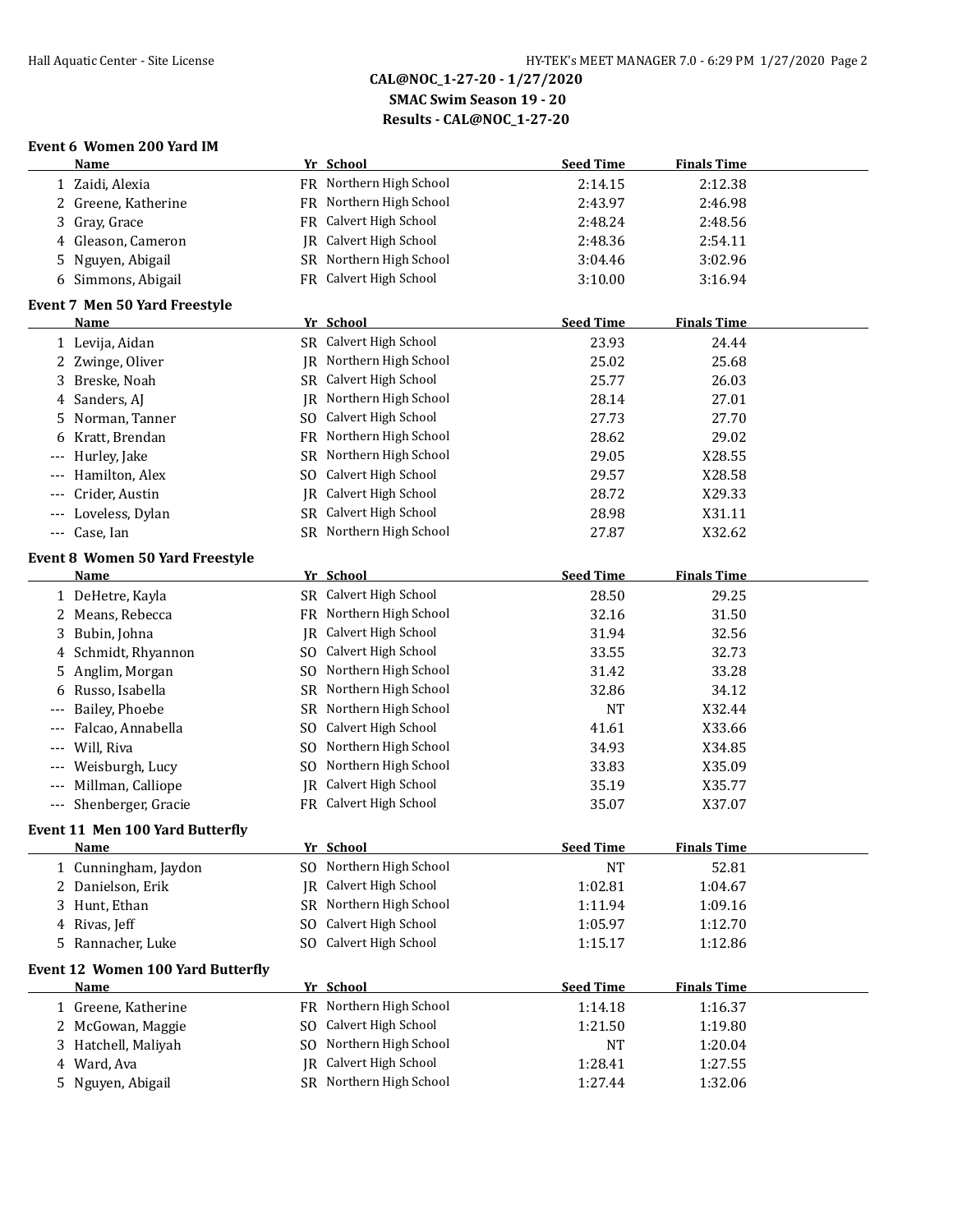**CAL@NOC_1-27-20 - 1/27/2020**
**SMAC Swim Season 19 - 20**
**Results - CAL@NOC_1-27-20**

### Event 6 Women 200 Yard IM

| | Name | Yr | School | Seed Time | Finals Time |
|---|---|---|---|---|---|
| 1 | Zaidi, Alexia | FR | Northern High School | 2:14.15 | 2:12.38 |
| 2 | Greene, Katherine | FR | Northern High School | 2:43.97 | 2:46.98 |
| 3 | Gray, Grace | FR | Calvert High School | 2:48.24 | 2:48.56 |
| 4 | Gleason, Cameron | JR | Calvert High School | 2:48.36 | 2:54.11 |
| 5 | Nguyen, Abigail | SR | Northern High School | 3:04.46 | 3:02.96 |
| 6 | Simmons, Abigail | FR | Calvert High School | 3:10.00 | 3:16.94 |

### Event 7 Men 50 Yard Freestyle

| | Name | Yr | School | Seed Time | Finals Time |
|---|---|---|---|---|---|
| 1 | Levija, Aidan | SR | Calvert High School | 23.93 | 24.44 |
| 2 | Zwinge, Oliver | JR | Northern High School | 25.02 | 25.68 |
| 3 | Breske, Noah | SR | Calvert High School | 25.77 | 26.03 |
| 4 | Sanders, AJ | JR | Northern High School | 28.14 | 27.01 |
| 5 | Norman, Tanner | SO | Calvert High School | 27.73 | 27.70 |
| 6 | Kratt, Brendan | FR | Northern High School | 28.62 | 29.02 |
| --- | Hurley, Jake | SR | Northern High School | 29.05 | X28.55 |
| --- | Hamilton, Alex | SO | Calvert High School | 29.57 | X28.58 |
| --- | Crider, Austin | JR | Calvert High School | 28.72 | X29.33 |
| --- | Loveless, Dylan | SR | Calvert High School | 28.98 | X31.11 |
| --- | Case, Ian | SR | Northern High School | 27.87 | X32.62 |

### Event 8 Women 50 Yard Freestyle

| | Name | Yr | School | Seed Time | Finals Time |
|---|---|---|---|---|---|
| 1 | DeHetre, Kayla | SR | Calvert High School | 28.50 | 29.25 |
| 2 | Means, Rebecca | FR | Northern High School | 32.16 | 31.50 |
| 3 | Bubin, Johna | JR | Calvert High School | 31.94 | 32.56 |
| 4 | Schmidt, Rhyannon | SO | Calvert High School | 33.55 | 32.73 |
| 5 | Anglim, Morgan | SO | Northern High School | 31.42 | 33.28 |
| 6 | Russo, Isabella | SR | Northern High School | 32.86 | 34.12 |
| --- | Bailey, Phoebe | SR | Northern High School | NT | X32.44 |
| --- | Falcao, Annabella | SO | Calvert High School | 41.61 | X33.66 |
| --- | Will, Riva | SO | Northern High School | 34.93 | X34.85 |
| --- | Weisburgh, Lucy | SO | Northern High School | 33.83 | X35.09 |
| --- | Millman, Calliope | JR | Calvert High School | 35.19 | X35.77 |
| --- | Shenberger, Gracie | FR | Calvert High School | 35.07 | X37.07 |

### Event 11 Men 100 Yard Butterfly

| | Name | Yr | School | Seed Time | Finals Time |
|---|---|---|---|---|---|
| 1 | Cunningham, Jaydon | SO | Northern High School | NT | 52.81 |
| 2 | Danielson, Erik | JR | Calvert High School | 1:02.81 | 1:04.67 |
| 3 | Hunt, Ethan | SR | Northern High School | 1:11.94 | 1:09.16 |
| 4 | Rivas, Jeff | SO | Calvert High School | 1:05.97 | 1:12.70 |
| 5 | Rannacher, Luke | SO | Calvert High School | 1:15.17 | 1:12.86 |

### Event 12 Women 100 Yard Butterfly

| | Name | Yr | School | Seed Time | Finals Time |
|---|---|---|---|---|---|
| 1 | Greene, Katherine | FR | Northern High School | 1:14.18 | 1:16.37 |
| 2 | McGowan, Maggie | SO | Calvert High School | 1:21.50 | 1:19.80 |
| 3 | Hatchell, Maliyah | SO | Northern High School | NT | 1:20.04 |
| 4 | Ward, Ava | JR | Calvert High School | 1:28.41 | 1:27.55 |
| 5 | Nguyen, Abigail | SR | Northern High School | 1:27.44 | 1:32.06 |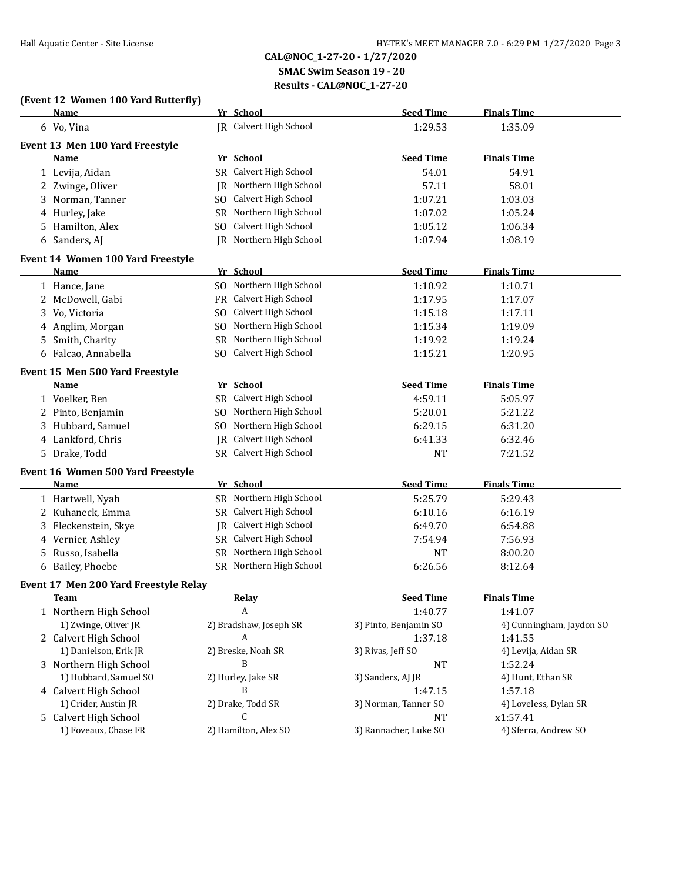CAL@NOC_1-27-20 - 1/27/2020
SMAC Swim Season 19 - 20
Results - CAL@NOC_1-27-20

### (Event 12 Women 100 Yard Butterfly)

| | Name | Yr | School | Seed Time | Finals Time |
|---|---|---|---|---|---|
| 6 | Vo, Vina | JR | Calvert High School | 1:29.53 | 1:35.09 |

### Event 13 Men 100 Yard Freestyle

| | Name | Yr | School | Seed Time | Finals Time |
|---|---|---|---|---|---|
| 1 | Levija, Aidan | SR | Calvert High School | 54.01 | 54.91 |
| 2 | Zwinge, Oliver | JR | Northern High School | 57.11 | 58.01 |
| 3 | Norman, Tanner | SO | Calvert High School | 1:07.21 | 1:03.03 |
| 4 | Hurley, Jake | SR | Northern High School | 1:07.02 | 1:05.24 |
| 5 | Hamilton, Alex | SO | Calvert High School | 1:05.12 | 1:06.34 |
| 6 | Sanders, AJ | JR | Northern High School | 1:07.94 | 1:08.19 |

### Event 14 Women 100 Yard Freestyle

| | Name | Yr | School | Seed Time | Finals Time |
|---|---|---|---|---|---|
| 1 | Hance, Jane | SO | Northern High School | 1:10.92 | 1:10.71 |
| 2 | McDowell, Gabi | FR | Calvert High School | 1:17.95 | 1:17.07 |
| 3 | Vo, Victoria | SO | Calvert High School | 1:15.18 | 1:17.11 |
| 4 | Anglim, Morgan | SO | Northern High School | 1:15.34 | 1:19.09 |
| 5 | Smith, Charity | SR | Northern High School | 1:19.92 | 1:19.24 |
| 6 | Falcao, Annabella | SO | Calvert High School | 1:15.21 | 1:20.95 |

### Event 15 Men 500 Yard Freestyle

| | Name | Yr | School | Seed Time | Finals Time |
|---|---|---|---|---|---|
| 1 | Voelker, Ben | SR | Calvert High School | 4:59.11 | 5:05.97 |
| 2 | Pinto, Benjamin | SO | Northern High School | 5:20.01 | 5:21.22 |
| 3 | Hubbard, Samuel | SO | Northern High School | 6:29.15 | 6:31.20 |
| 4 | Lankford, Chris | JR | Calvert High School | 6:41.33 | 6:32.46 |
| 5 | Drake, Todd | SR | Calvert High School | NT | 7:21.52 |

### Event 16 Women 500 Yard Freestyle

| | Name | Yr | School | Seed Time | Finals Time |
|---|---|---|---|---|---|
| 1 | Hartwell, Nyah | SR | Northern High School | 5:25.79 | 5:29.43 |
| 2 | Kuhaneck, Emma | SR | Calvert High School | 6:10.16 | 6:16.19 |
| 3 | Fleckenstein, Skye | JR | Calvert High School | 6:49.70 | 6:54.88 |
| 4 | Vernier, Ashley | SR | Calvert High School | 7:54.94 | 7:56.93 |
| 5 | Russo, Isabella | SR | Northern High School | NT | 8:00.20 |
| 6 | Bailey, Phoebe | SR | Northern High School | 6:26.56 | 8:12.64 |

### Event 17 Men 200 Yard Freestyle Relay

| | Team | Relay | Seed Time | Finals Time |
|---|---|---|---|---|
| 1 | Northern High School | A | 1:40.77 | 1:41.07 |
| | 1) Zwinge, Oliver JR | 2) Bradshaw, Joseph SR | 3) Pinto, Benjamin SO | 4) Cunningham, Jaydon SO |
| 2 | Calvert High School | A | 1:37.18 | 1:41.55 |
| | 1) Danielson, Erik JR | 2) Breske, Noah SR | 3) Rivas, Jeff SO | 4) Levija, Aidan SR |
| 3 | Northern High School | B | NT | 1:52.24 |
| | 1) Hubbard, Samuel SO | 2) Hurley, Jake SR | 3) Sanders, AJ JR | 4) Hunt, Ethan SR |
| 4 | Calvert High School | B | 1:47.15 | 1:57.18 |
| | 1) Crider, Austin JR | 2) Drake, Todd SR | 3) Norman, Tanner SO | 4) Loveless, Dylan SR |
| 5 | Calvert High School | C | NT | x1:57.41 |
| | 1) Foveaux, Chase FR | 2) Hamilton, Alex SO | 3) Rannacher, Luke SO | 4) Sferra, Andrew SO |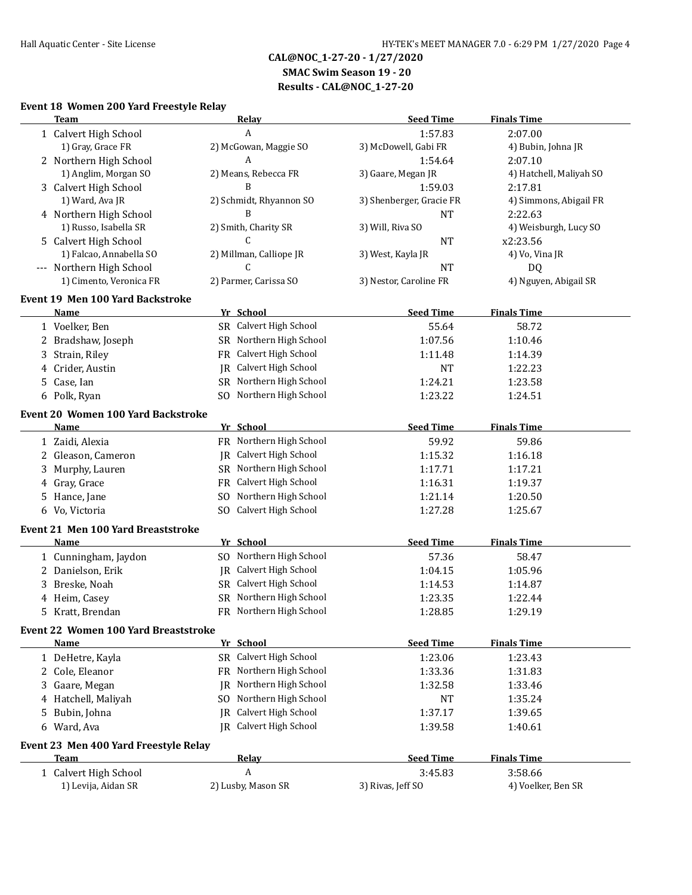## CAL@NOC_1-27-20 - 1/27/2020
## SMAC Swim Season 19 - 20
## Results - CAL@NOC_1-27-20

### Event 18 Women 200 Yard Freestyle Relay

| | Team | Relay | Seed Time | Finals Time |
|---|---|---|---|---|
| 1 | Calvert High School | A | 1:57.83 | 2:07.00 |
| | 1) Gray, Grace FR | 2) McGowan, Maggie SO | 3) McDowell, Gabi FR | 4) Bubin, Johna JR |
| 2 | Northern High School | A | 1:54.64 | 2:07.10 |
| | 1) Anglim, Morgan SO | 2) Means, Rebecca FR | 3) Gaare, Megan JR | 4) Hatchell, Maliyah SO |
| 3 | Calvert High School | B | 1:59.03 | 2:17.81 |
| | 1) Ward, Ava JR | 2) Schmidt, Rhyannon SO | 3) Shenberger, Gracie FR | 4) Simmons, Abigail FR |
| 4 | Northern High School | B | NT | 2:22.63 |
| | 1) Russo, Isabella SR | 2) Smith, Charity SR | 3) Will, Riva SO | 4) Weisburgh, Lucy SO |
| 5 | Calvert High School | C | NT | x2:23.56 |
| | 1) Falcao, Annabella SO | 2) Millman, Calliope JR | 3) West, Kayla JR | 4) Vo, Vina JR |
| --- | Northern High School | C | NT | DQ |
| | 1) Cimento, Veronica FR | 2) Parmer, Carissa SO | 3) Nestor, Caroline FR | 4) Nguyen, Abigail SR |

### Event 19 Men 100 Yard Backstroke

| | Name | Yr | School | Seed Time | Finals Time |
|---|---|---|---|---|---|
| 1 | Voelker, Ben | SR | Calvert High School | 55.64 | 58.72 |
| 2 | Bradshaw, Joseph | SR | Northern High School | 1:07.56 | 1:10.46 |
| 3 | Strain, Riley | FR | Calvert High School | 1:11.48 | 1:14.39 |
| 4 | Crider, Austin | JR | Calvert High School | NT | 1:22.23 |
| 5 | Case, Ian | SR | Northern High School | 1:24.21 | 1:23.58 |
| 6 | Polk, Ryan | SO | Northern High School | 1:23.22 | 1:24.51 |

### Event 20 Women 100 Yard Backstroke

| | Name | Yr | School | Seed Time | Finals Time |
|---|---|---|---|---|---|
| 1 | Zaidi, Alexia | FR | Northern High School | 59.92 | 59.86 |
| 2 | Gleason, Cameron | JR | Calvert High School | 1:15.32 | 1:16.18 |
| 3 | Murphy, Lauren | SR | Northern High School | 1:17.71 | 1:17.21 |
| 4 | Gray, Grace | FR | Calvert High School | 1:16.31 | 1:19.37 |
| 5 | Hance, Jane | SO | Northern High School | 1:21.14 | 1:20.50 |
| 6 | Vo, Victoria | SO | Calvert High School | 1:27.28 | 1:25.67 |

### Event 21 Men 100 Yard Breaststroke

| | Name | Yr | School | Seed Time | Finals Time |
|---|---|---|---|---|---|
| 1 | Cunningham, Jaydon | SO | Northern High School | 57.36 | 58.47 |
| 2 | Danielson, Erik | JR | Calvert High School | 1:04.15 | 1:05.96 |
| 3 | Breske, Noah | SR | Calvert High School | 1:14.53 | 1:14.87 |
| 4 | Heim, Casey | SR | Northern High School | 1:23.35 | 1:22.44 |
| 5 | Kratt, Brendan | FR | Northern High School | 1:28.85 | 1:29.19 |

### Event 22 Women 100 Yard Breaststroke

| | Name | Yr | School | Seed Time | Finals Time |
|---|---|---|---|---|---|
| 1 | DeHetre, Kayla | SR | Calvert High School | 1:23.06 | 1:23.43 |
| 2 | Cole, Eleanor | FR | Northern High School | 1:33.36 | 1:31.83 |
| 3 | Gaare, Megan | JR | Northern High School | 1:32.58 | 1:33.46 |
| 4 | Hatchell, Maliyah | SO | Northern High School | NT | 1:35.24 |
| 5 | Bubin, Johna | JR | Calvert High School | 1:37.17 | 1:39.65 |
| 6 | Ward, Ava | JR | Calvert High School | 1:39.58 | 1:40.61 |

### Event 23 Men 400 Yard Freestyle Relay

| | Team | Relay | Seed Time | Finals Time |
|---|---|---|---|---|
| 1 | Calvert High School | A | 3:45.83 | 3:58.66 |
| | 1) Levija, Aidan SR | 2) Lusby, Mason SR | 3) Rivas, Jeff SO | 4) Voelker, Ben SR |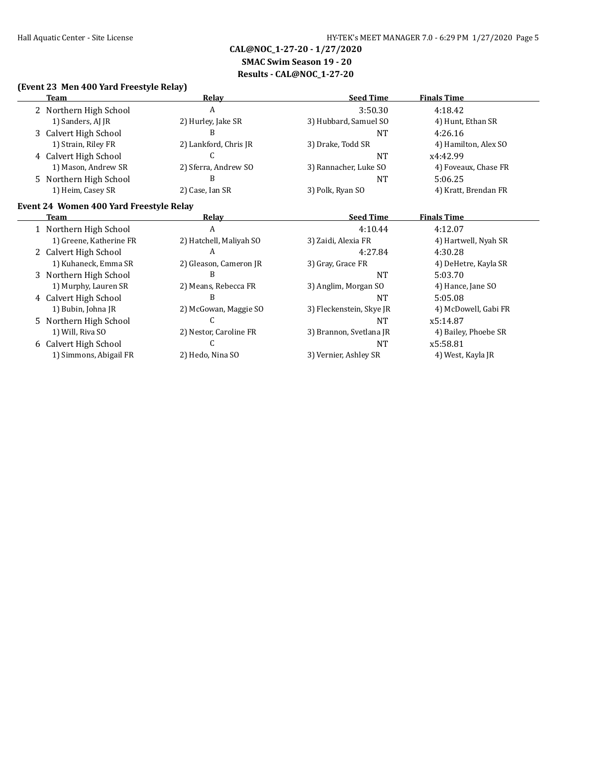**CAL@NOC_1-27-20 - 1/27/2020**
**SMAC Swim Season 19 - 20**
**Results - CAL@NOC_1-27-20**

### (Event 23 Men 400 Yard Freestyle Relay)

| | Team | Relay | Seed Time | Finals Time |
|---|---|---|---|---|
| 2 | Northern High School | A | 3:50.30 | 4:18.42 |
| | 1) Sanders, AJ JR | 2) Hurley, Jake SR | 3) Hubbard, Samuel SO | 4) Hunt, Ethan SR |
| 3 | Calvert High School | B | NT | 4:26.16 |
| | 1) Strain, Riley FR | 2) Lankford, Chris JR | 3) Drake, Todd SR | 4) Hamilton, Alex SO |
| 4 | Calvert High School | C | NT | x4:42.99 |
| | 1) Mason, Andrew SR | 2) Sferra, Andrew SO | 3) Rannacher, Luke SO | 4) Foveaux, Chase FR |
| 5 | Northern High School | B | NT | 5:06.25 |
| | 1) Heim, Casey SR | 2) Case, Ian SR | 3) Polk, Ryan SO | 4) Kratt, Brendan FR |

### Event 24 Women 400 Yard Freestyle Relay

| | Team | Relay | Seed Time | Finals Time |
|---|---|---|---|---|
| 1 | Northern High School | A | 4:10.44 | 4:12.07 |
| | 1) Greene, Katherine FR | 2) Hatchell, Maliyah SO | 3) Zaidi, Alexia FR | 4) Hartwell, Nyah SR |
| 2 | Calvert High School | A | 4:27.84 | 4:30.28 |
| | 1) Kuhaneck, Emma SR | 2) Gleason, Cameron JR | 3) Gray, Grace FR | 4) DeHetre, Kayla SR |
| 3 | Northern High School | B | NT | 5:03.70 |
| | 1) Murphy, Lauren SR | 2) Means, Rebecca FR | 3) Anglim, Morgan SO | 4) Hance, Jane SO |
| 4 | Calvert High School | B | NT | 5:05.08 |
| | 1) Bubin, Johna JR | 2) McGowan, Maggie SO | 3) Fleckenstein, Skye JR | 4) McDowell, Gabi FR |
| 5 | Northern High School | C | NT | x5:14.87 |
| | 1) Will, Riva SO | 2) Nestor, Caroline FR | 3) Brannon, Svetlana JR | 4) Bailey, Phoebe SR |
| 6 | Calvert High School | C | NT | x5:58.81 |
| | 1) Simmons, Abigail FR | 2) Hedo, Nina SO | 3) Vernier, Ashley SR | 4) West, Kayla JR |